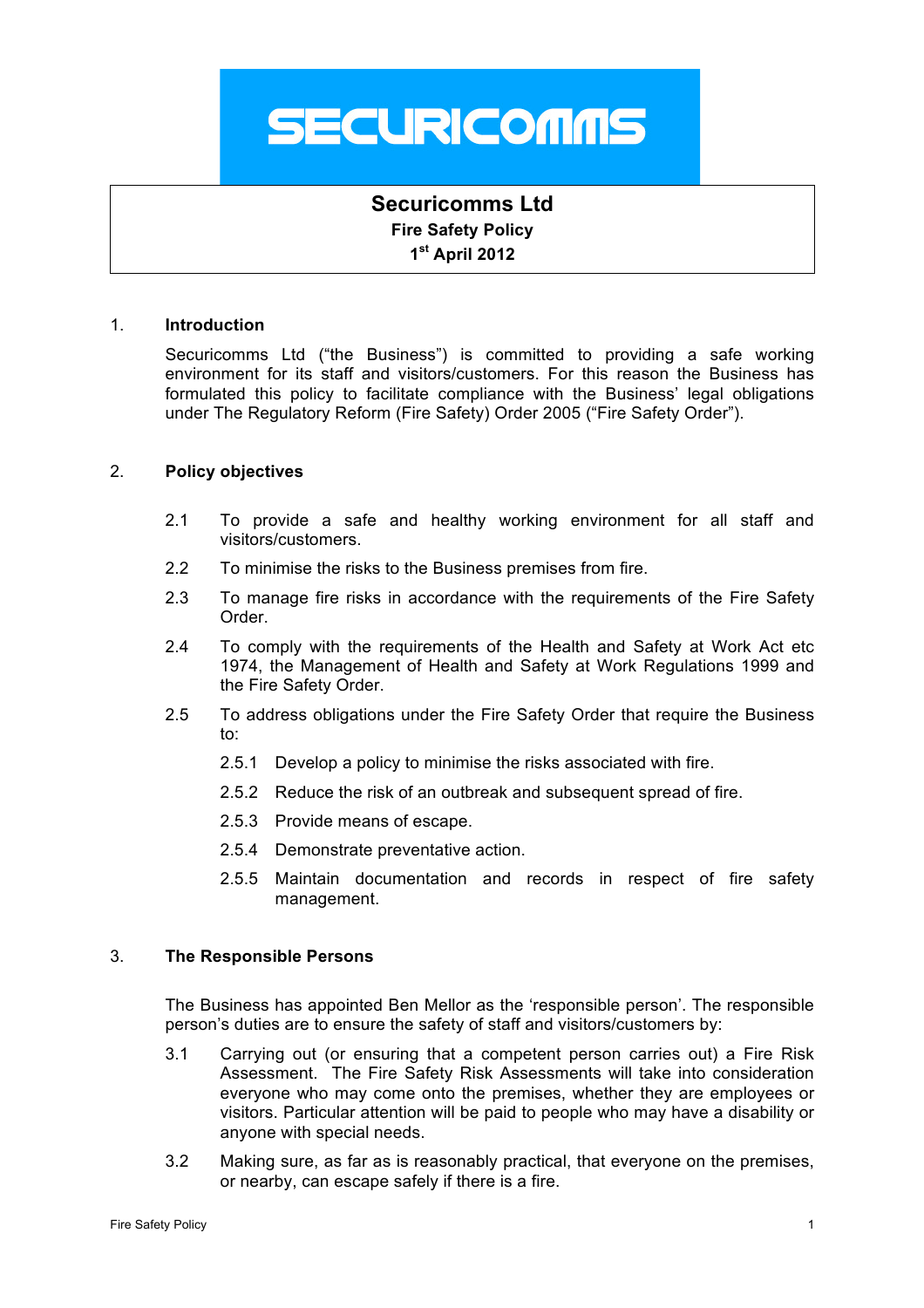SECURICOMMS

# Securicomms Ltd

**Fire Safety Policy**

**1st April 2012**

## 1. Introduction

Securicomms Ltd ("the Business") is committed to providing a safe working environment for its staff and visitors/customers. For this reason the Business has formulated this policy to facilitate compliance with the Business' legal obligations under The Regulatory Reform (Fire Safety) Order 2005 ("Fire Safety Order").

## 2. Policy objectives

2.1 To provide a safe and healthy working environment for all staff and visitors/customers.

2.2 To minimise the risks to the Business premises from fire.

2.3 To manage fire risks in accordance with the requirements of the Fire Safety Order.

2.4 To comply with the requirements of the Health and Safety at Work Act etc 1974, the Management of Health and Safety at Work Regulations 1999 and the Fire Safety Order.

2.5 To address obligations under the Fire Safety Order that require the Business to:

2.5.1 Develop a policy to minimise the risks associated with fire.

2.5.2 Reduce the risk of an outbreak and subsequent spread of fire.

2.5.3 Provide means of escape.

2.5.4 Demonstrate preventative action.

2.5.5 Maintain documentation and records in respect of fire safety management.

## 3. The Responsible Persons

The Business has appointed Ben Mellor as the 'responsible person'. The responsible person's duties are to ensure the safety of staff and visitors/customers by:

3.1 Carrying out (or ensuring that a competent person carries out) a Fire Risk Assessment. The Fire Safety Risk Assessments will take into consideration everyone who may come onto the premises, whether they are employees or visitors. Particular attention will be paid to people who may have a disability or anyone with special needs.

3.2 Making sure, as far as is reasonably practical, that everyone on the premises, or nearby, can escape safely if there is a fire.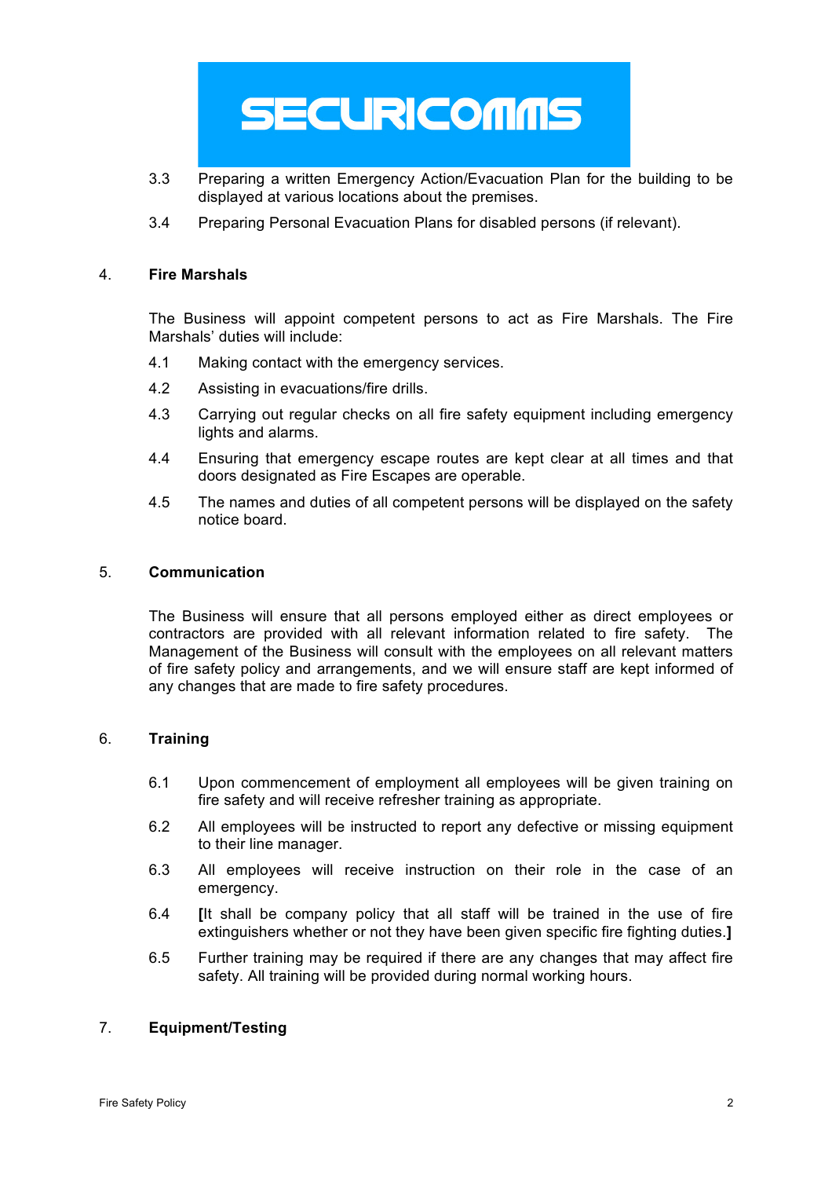3.3 Preparing a written Emergency Action/Evacuation Plan for the building to be displayed at various locations about the premises.

3.4 Preparing Personal Evacuation Plans for disabled persons (if relevant).

## 4. Fire Marshals

The Business will appoint competent persons to act as Fire Marshals. The Fire Marshals' duties will include:

4.1 Making contact with the emergency services.

4.2 Assisting in evacuations/fire drills.

4.3 Carrying out regular checks on all fire safety equipment including emergency lights and alarms.

4.4 Ensuring that emergency escape routes are kept clear at all times and that doors designated as Fire Escapes are operable.

4.5 The names and duties of all competent persons will be displayed on the safety notice board.

## 5. Communication

The Business will ensure that all persons employed either as direct employees or contractors are provided with all relevant information related to fire safety. The Management of the Business will consult with the employees on all relevant matters of fire safety policy and arrangements, and we will ensure staff are kept informed of any changes that are made to fire safety procedures.

## 6. Training

6.1 Upon commencement of employment all employees will be given training on fire safety and will receive refresher training as appropriate.

6.2 All employees will be instructed to report any defective or missing equipment to their line manager.

6.3 All employees will receive instruction on their role in the case of an emergency.

6.4 **[**It shall be company policy that all staff will be trained in the use of fire extinguishers whether or not they have been given specific fire fighting duties.**]**

6.5 Further training may be required if there are any changes that may affect fire safety. All training will be provided during normal working hours.

## 7. Equipment/Testing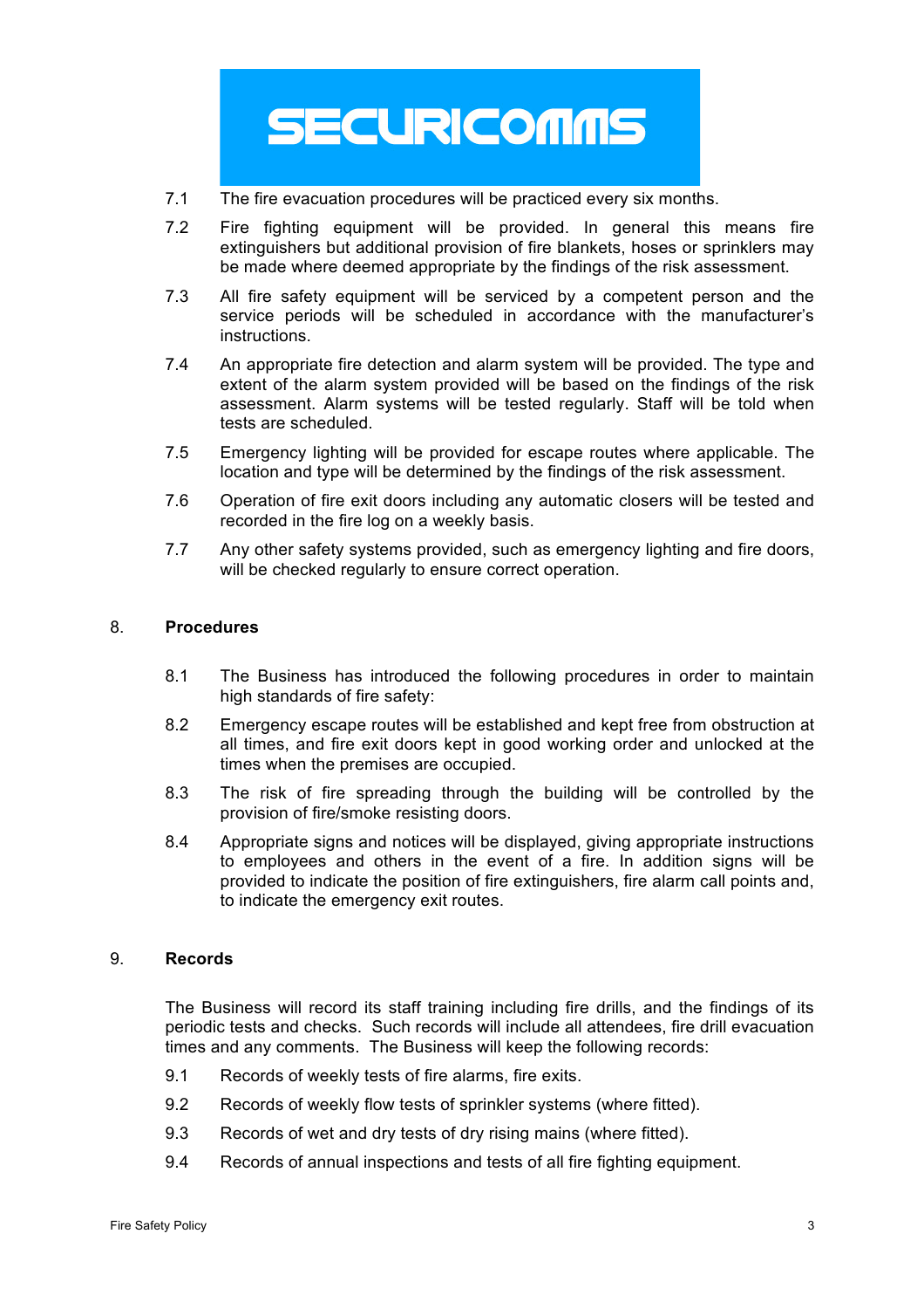7.1 The fire evacuation procedures will be practiced every six months.

7.2 Fire fighting equipment will be provided. In general this means fire extinguishers but additional provision of fire blankets, hoses or sprinklers may be made where deemed appropriate by the findings of the risk assessment.

7.3 All fire safety equipment will be serviced by a competent person and the service periods will be scheduled in accordance with the manufacturer's instructions.

7.4 An appropriate fire detection and alarm system will be provided. The type and extent of the alarm system provided will be based on the findings of the risk assessment. Alarm systems will be tested regularly. Staff will be told when tests are scheduled.

7.5 Emergency lighting will be provided for escape routes where applicable. The location and type will be determined by the findings of the risk assessment.

7.6 Operation of fire exit doors including any automatic closers will be tested and recorded in the fire log on a weekly basis.

7.7 Any other safety systems provided, such as emergency lighting and fire doors, will be checked regularly to ensure correct operation.

## 8. Procedures

8.1 The Business has introduced the following procedures in order to maintain high standards of fire safety:

8.2 Emergency escape routes will be established and kept free from obstruction at all times, and fire exit doors kept in good working order and unlocked at the times when the premises are occupied.

8.3 The risk of fire spreading through the building will be controlled by the provision of fire/smoke resisting doors.

8.4 Appropriate signs and notices will be displayed, giving appropriate instructions to employees and others in the event of a fire. In addition signs will be provided to indicate the position of fire extinguishers, fire alarm call points and, to indicate the emergency exit routes.

## 9. Records

The Business will record its staff training including fire drills, and the findings of its periodic tests and checks. Such records will include all attendees, fire drill evacuation times and any comments. The Business will keep the following records:

9.1 Records of weekly tests of fire alarms, fire exits.

9.2 Records of weekly flow tests of sprinkler systems (where fitted).

9.3 Records of wet and dry tests of dry rising mains (where fitted).

9.4 Records of annual inspections and tests of all fire fighting equipment.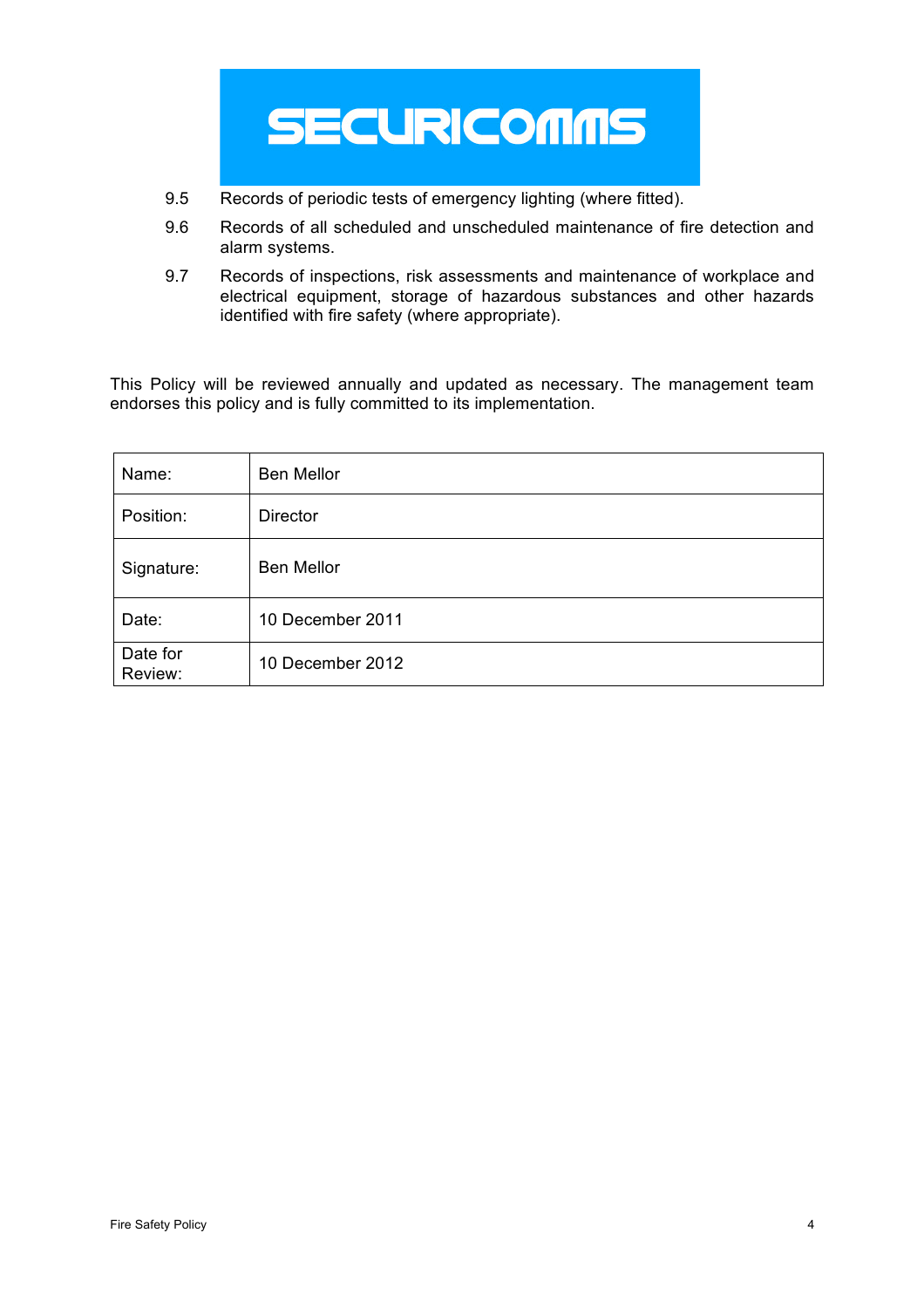9.5 Records of periodic tests of emergency lighting (where fitted).

9.6 Records of all scheduled and unscheduled maintenance of fire detection and alarm systems.

9.7 Records of inspections, risk assessments and maintenance of workplace and electrical equipment, storage of hazardous substances and other hazards identified with fire safety (where appropriate).

This Policy will be reviewed annually and updated as necessary. The management team endorses this policy and is fully committed to its implementation.

| | |
|---|---|
| Name: | Ben Mellor |
| Position: | Director |
| Signature: | Ben Mellor |
| Date: | 10 December 2011 |
| Date for Review: | 10 December 2012 |